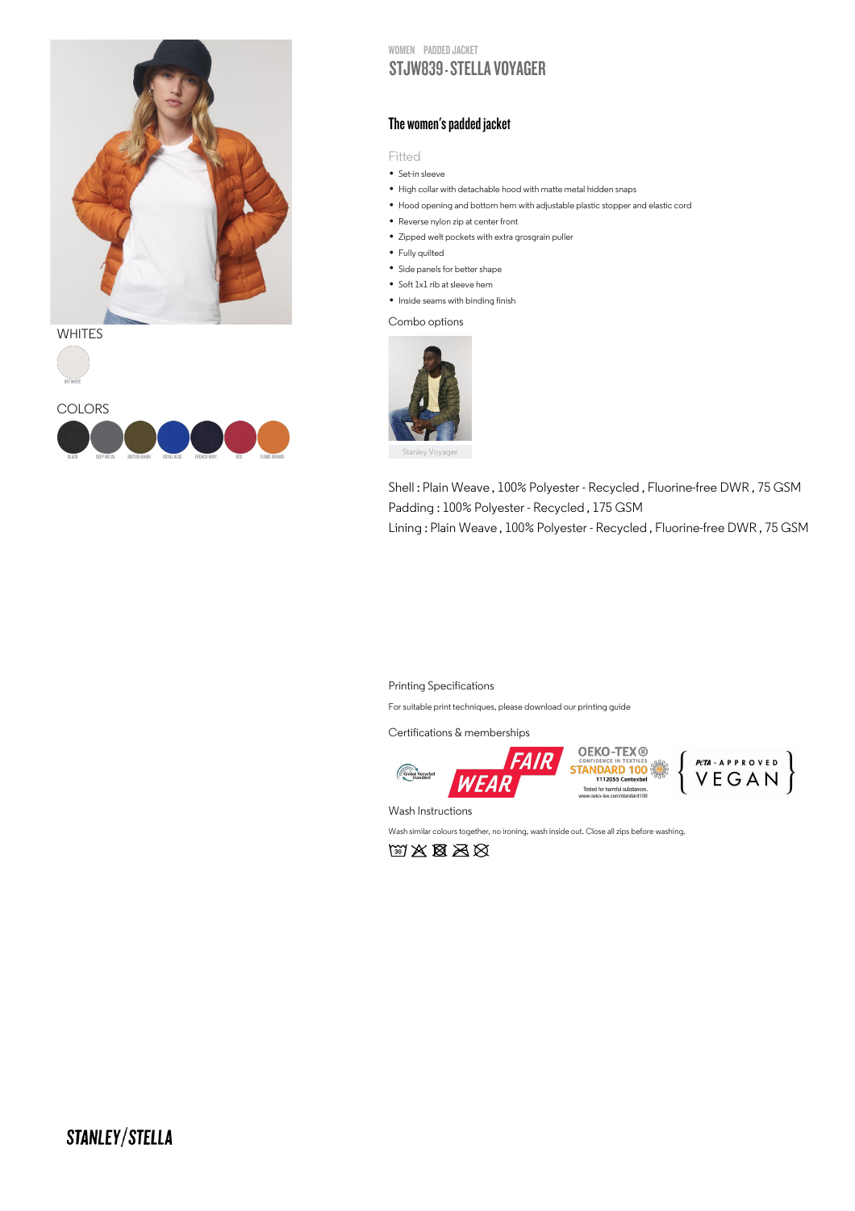WOMEN PADDED JACKET

# STJW839 - STELLA VOYAGER

WHITES

OFF WHITE

COLORS

BLACK, DEEP METAL, BRITISH KHAKI, ROYAL BLUE, FRENCH NAVY, RED, FLAME ORANGE

## The women's padded jacket

Fitted

- Set-in sleeve
- High collar with detachable hood with matte metal hidden snaps
- Hood opening and bottom hem with adjustable plastic stopper and elastic cord
- Reverse nylon zip at center front
- Zipped welt pockets with extra grosgrain puller
- Fully quilted
- Side panels for better shape
- Soft 1x1 rib at sleeve hem
- Inside seams with binding finish

Combo options

Stanley Voyager

Shell : Plain Weave , 100% Polyester - Recycled , Fluorine-free DWR , 75 GSM
Padding : 100% Polyester - Recycled , 175 GSM
Lining : Plain Weave , 100% Polyester - Recycled , Fluorine-free DWR , 75 GSM

Printing Specifications

For suitable print techniques, please download our printing guide

Certifications & memberships

Global Recycled Standard | FAIR WEAR | OEKO-TEX® CONFIDENCE IN TEXTILES STANDARD 100 1112055 Centexbel Tested for harmful substances. www.oeko-tex.com/standard100 | PETA - APPROVED VEGAN

Wash Instructions

Wash similar colours together, no ironing, wash inside out. Close all zips before washing.

STANLEY/STELLA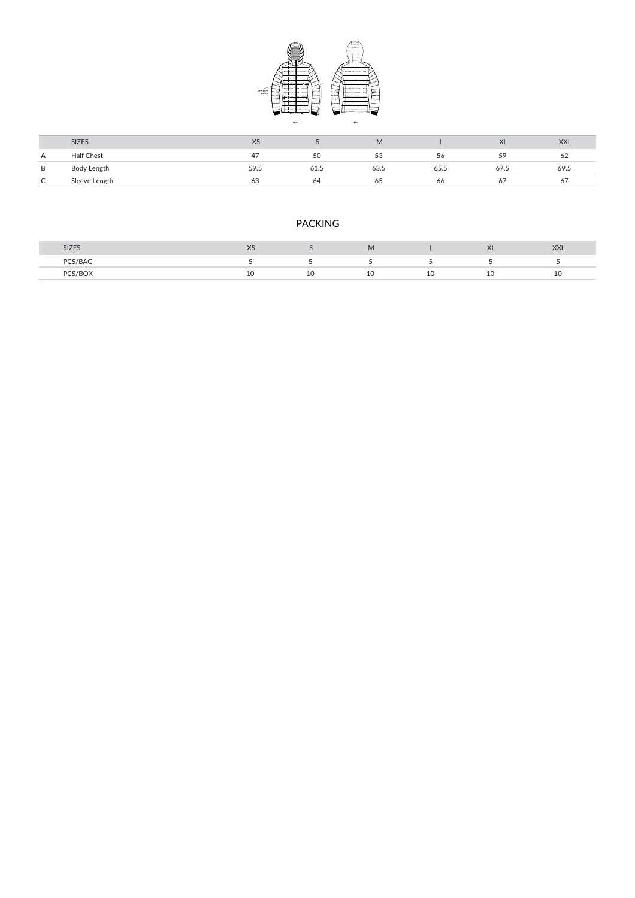| | SIZES | XS | S | M | L | XL | XXL |
|---|---|---|---|---|---|---|---|
| A | Half Chest | 47 | 50 | 53 | 56 | 59 | 62 |
| B | Body Length | 59.5 | 61.5 | 63.5 | 65.5 | 67.5 | 69.5 |
| C | Sleeve Length | 63 | 64 | 65 | 66 | 67 | 67 |

## PACKING

| SIZES | XS | S | M | L | XL | XXL |
|---|---|---|---|---|---|---|
| PCS/BAG | 5 | 5 | 5 | 5 | 5 | 5 |
| PCS/BOX | 10 | 10 | 10 | 10 | 10 | 10 |